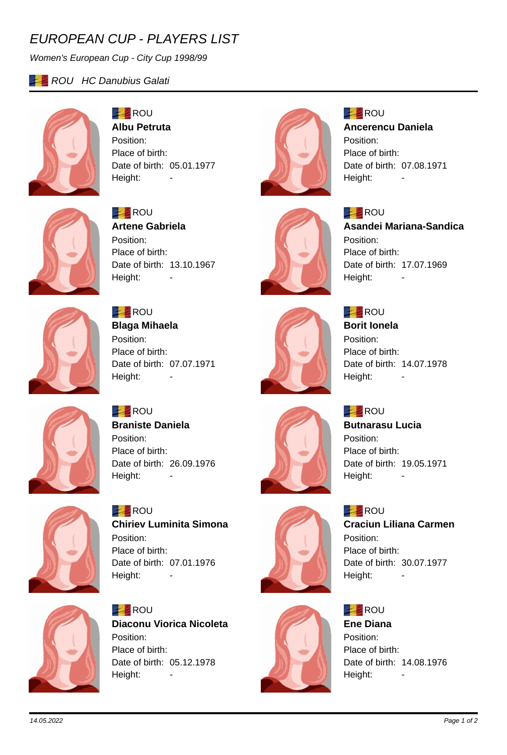# EUROPEAN CUP - PLAYERS LIST

*Women's European Cup - City Cup 1998/99*

*ROU HC Danubius Galati*

---

ROU
**Albu Petruta**
Position:
Place of birth:
Date of birth: 05.01.1977
Height: -

ROU
**Ancerencu Daniela**
Position:
Place of birth:
Date of birth: 07.08.1971
Height: -

ROU
**Artene Gabriela**
Position:
Place of birth:
Date of birth: 13.10.1967
Height: -

ROU
**Asandei Mariana-Sandica**
Position:
Place of birth:
Date of birth: 17.07.1969
Height: -

ROU
**Blaga Mihaela**
Position:
Place of birth:
Date of birth: 07.07.1971
Height: -

ROU
**Borit Ionela**
Position:
Place of birth:
Date of birth: 14.07.1978
Height: -

ROU
**Braniste Daniela**
Position:
Place of birth:
Date of birth: 26.09.1976
Height: -

ROU
**Butnarasu Lucia**
Position:
Place of birth:
Date of birth: 19.05.1971
Height: -

ROU
**Chiriev Luminita Simona**
Position:
Place of birth:
Date of birth: 07.01.1976
Height: -

ROU
**Craciun Liliana Carmen**
Position:
Place of birth:
Date of birth: 30.07.1977
Height: -

ROU
**Diaconu Viorica Nicoleta**
Position:
Place of birth:
Date of birth: 05.12.1978
Height: -

ROU
**Ene Diana**
Position:
Place of birth:
Date of birth: 14.08.1976
Height: -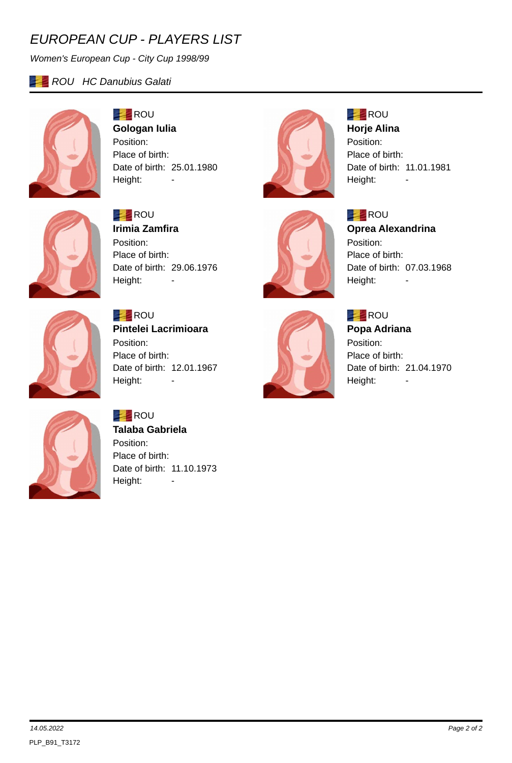# EUROPEAN CUP - PLAYERS LIST

*Women's European Cup - City Cup 1998/99*

*ROU HC Danubius Galati*

ROU
**Gologan Iulia**
Position:
Place of birth:
Date of birth: 25.01.1980
Height: -

ROU
**Horje Alina**
Position:
Place of birth:
Date of birth: 11.01.1981
Height: -

ROU
**Irimia Zamfira**
Position:
Place of birth:
Date of birth: 29.06.1976
Height: -

ROU
**Oprea Alexandrina**
Position:
Place of birth:
Date of birth: 07.03.1968
Height: -

ROU
**Pintelei Lacrimioara**
Position:
Place of birth:
Date of birth: 12.01.1967
Height: -

ROU
**Popa Adriana**
Position:
Place of birth:
Date of birth: 21.04.1970
Height: -

ROU
**Talaba Gabriela**
Position:
Place of birth:
Date of birth: 11.10.1973
Height: -

*14.05.2022*

PLP_B91_T3172